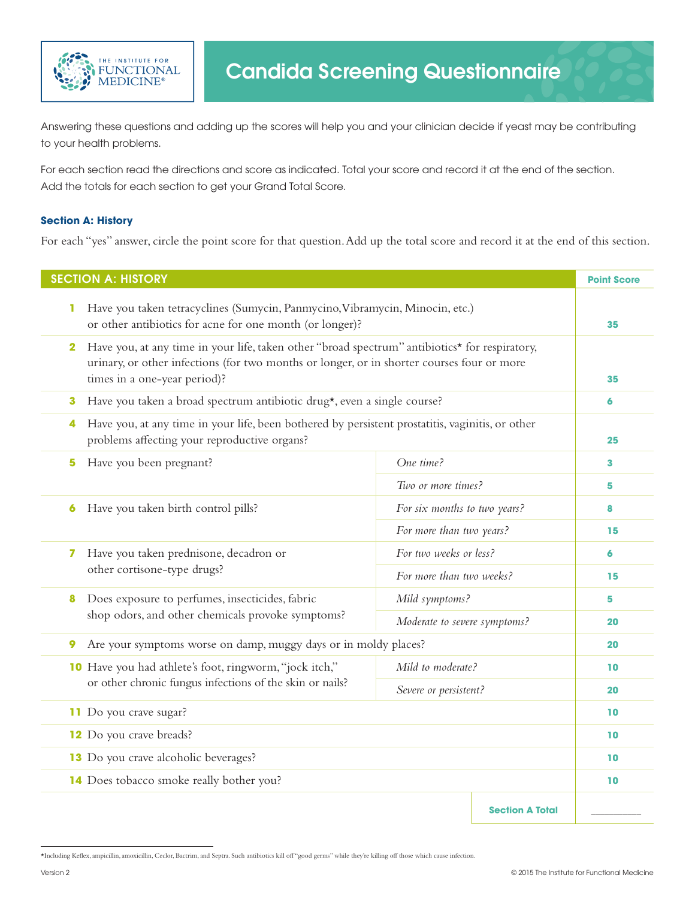# Candida Screening Questionnaire

Answering these questions and adding up the scores will help you and your clinician decide if yeast may be contributing to your health problems.

For each section read the directions and score as indicated. Total your score and record it at the end of the section. Add the totals for each section to get your Grand Total Score.

### Section A: History

For each "yes" answer, circle the point score for that question. Add up the total score and record it at the end of this section.

| SECTION A: HISTORY | | Point Score |
|---|---|---|
| **1** Have you taken tetracyclines (Sumycin, Panmycino, Vibramycin, Minocin, etc.) or other antibiotics for acne for one month (or longer)? | | **35** |
| **2** Have you, at any time in your life, taken other "broad spectrum" antibiotics* for respiratory, urinary, or other infections (for two months or longer, or in shorter courses four or more times in a one-year period)? | | **35** |
| **3** Have you taken a broad spectrum antibiotic drug*, even a single course? | | **6** |
| **4** Have you, at any time in your life, been bothered by persistent prostatitis, vaginitis, or other problems affecting your reproductive organs? | | **25** |
| **5** Have you been pregnant? | *One time?* | **3** |
| | *Two or more times?* | **5** |
| **6** Have you taken birth control pills? | *For six months to two years?* | **8** |
| | *For more than two years?* | **15** |
| **7** Have you taken prednisone, decadron or other cortisone-type drugs? | *For two weeks or less?* | **6** |
| | *For more than two weeks?* | **15** |
| **8** Does exposure to perfumes, insecticides, fabric shop odors, and other chemicals provoke symptoms? | *Mild symptoms?* | **5** |
| | *Moderate to severe symptoms?* | **20** |
| **9** Are your symptoms worse on damp, muggy days or in moldy places? | | **20** |
| **10** Have you had athlete's foot, ringworm, "jock itch," or other chronic fungus infections of the skin or nails? | *Mild to moderate?* | **10** |
| | *Severe or persistent?* | **20** |
| **11** Do you crave sugar? | | **10** |
| **12** Do you crave breads? | | **10** |
| **13** Do you crave alcoholic beverages? | | **10** |
| **14** Does tobacco smoke really bother you? | | **10** |
| | **Section A Total** | ________ |

*Including Keflex, ampicillin, amoxicillin, Ceclor, Bactrim, and Septra. Such antibiotics kill off "good germs" while they're killing off those which cause infection.

Version 2

© 2015 The Institute for Functional Medicine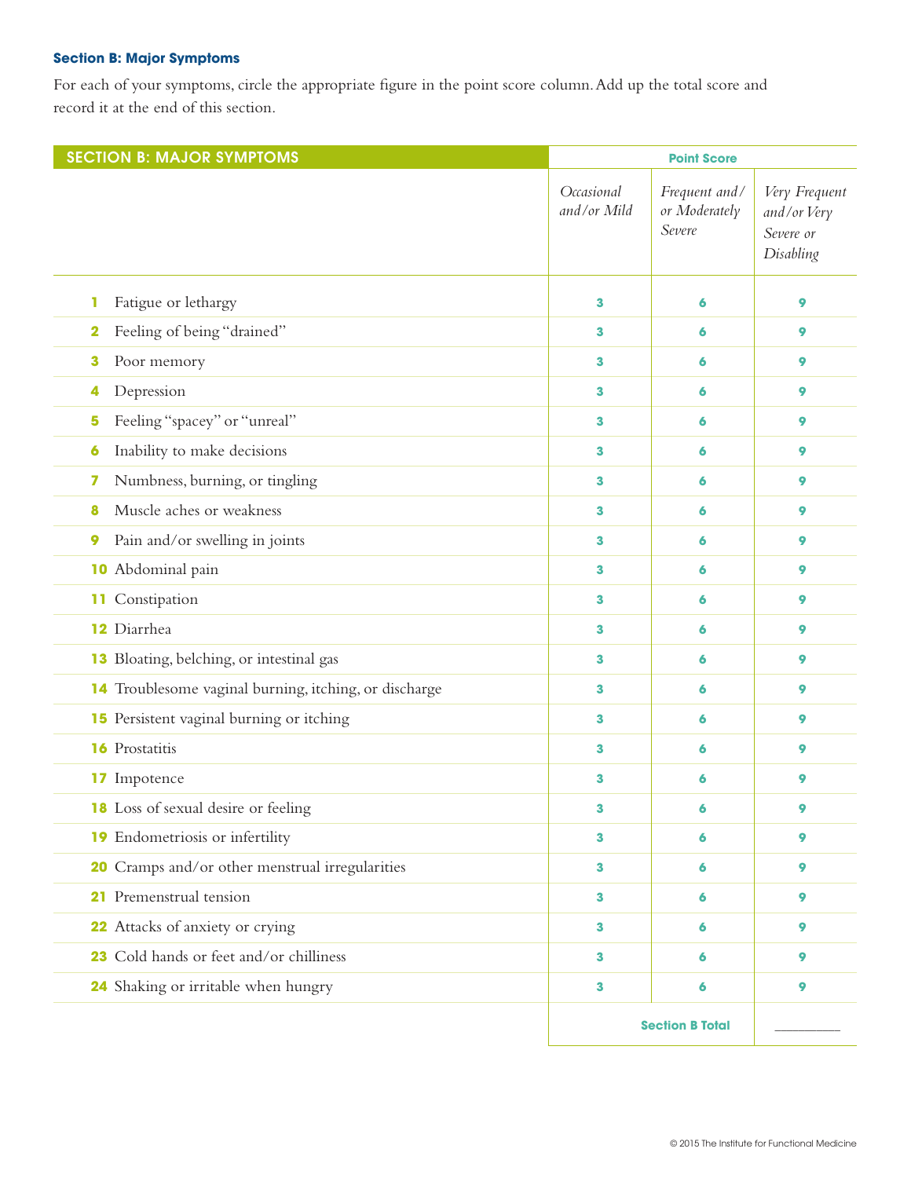### Section B: Major Symptoms

For each of your symptoms, circle the appropriate figure in the point score column. Add up the total score and record it at the end of this section.

| SECTION B: MAJOR SYMPTOMS | Point Score | | |
|---|---|---|---|
| | *Occasional and/or Mild* | *Frequent and/ or Moderately Severe* | *Very Frequent and/or Very Severe or Disabling* |
| **1** Fatigue or lethargy | 3 | 6 | 9 |
| **2** Feeling of being "drained" | 3 | 6 | 9 |
| **3** Poor memory | 3 | 6 | 9 |
| **4** Depression | 3 | 6 | 9 |
| **5** Feeling "spacey" or "unreal" | 3 | 6 | 9 |
| **6** Inability to make decisions | 3 | 6 | 9 |
| **7** Numbness, burning, or tingling | 3 | 6 | 9 |
| **8** Muscle aches or weakness | 3 | 6 | 9 |
| **9** Pain and/or swelling in joints | 3 | 6 | 9 |
| **10** Abdominal pain | 3 | 6 | 9 |
| **11** Constipation | 3 | 6 | 9 |
| **12** Diarrhea | 3 | 6 | 9 |
| **13** Bloating, belching, or intestinal gas | 3 | 6 | 9 |
| **14** Troublesome vaginal burning, itching, or discharge | 3 | 6 | 9 |
| **15** Persistent vaginal burning or itching | 3 | 6 | 9 |
| **16** Prostatitis | 3 | 6 | 9 |
| **17** Impotence | 3 | 6 | 9 |
| **18** Loss of sexual desire or feeling | 3 | 6 | 9 |
| **19** Endometriosis or infertility | 3 | 6 | 9 |
| **20** Cramps and/or other menstrual irregularities | 3 | 6 | 9 |
| **21** Premenstrual tension | 3 | 6 | 9 |
| **22** Attacks of anxiety or crying | 3 | 6 | 9 |
| **23** Cold hands or feet and/or chilliness | 3 | 6 | 9 |
| **24** Shaking or irritable when hungry | 3 | 6 | 9 |
| | **Section B Total** | | ________ |

© 2015 The Institute for Functional Medicine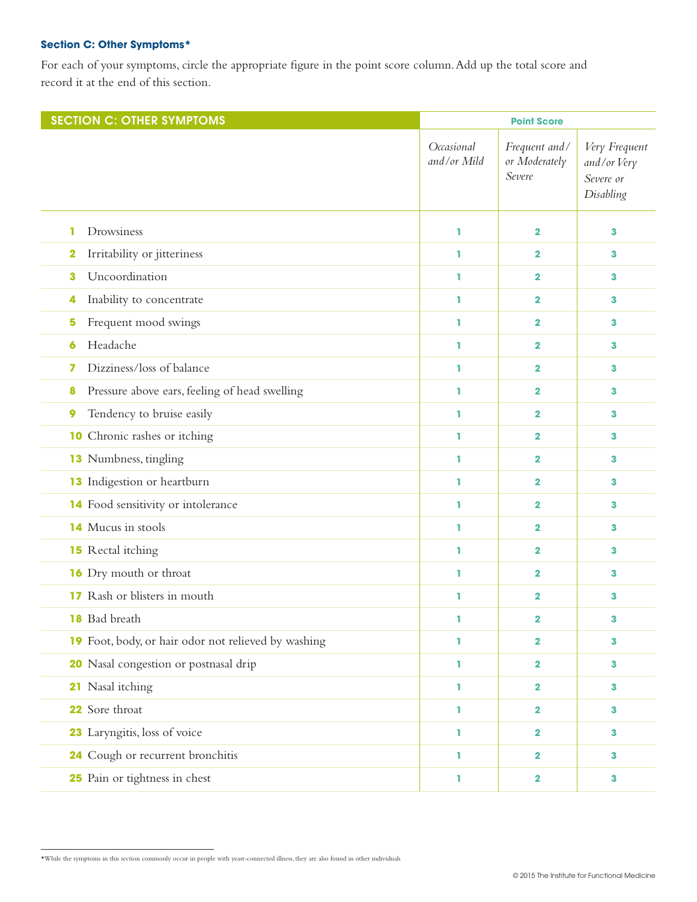**Section C: Other Symptoms***

For each of your symptoms, circle the appropriate figure in the point score column. Add up the total score and record it at the end of this section.

| SECTION C: OTHER SYMPTOMS | Point Score | | |
|---|---|---|---|
| | *Occasional and/or Mild* | *Frequent and/ or Moderately Severe* | *Very Frequent and/or Very Severe or Disabling* |
| **1** Drowsiness | 1 | 2 | 3 |
| **2** Irritability or jitteriness | 1 | 2 | 3 |
| **3** Uncoordination | 1 | 2 | 3 |
| **4** Inability to concentrate | 1 | 2 | 3 |
| **5** Frequent mood swings | 1 | 2 | 3 |
| **6** Headache | 1 | 2 | 3 |
| **7** Dizziness/loss of balance | 1 | 2 | 3 |
| **8** Pressure above ears, feeling of head swelling | 1 | 2 | 3 |
| **9** Tendency to bruise easily | 1 | 2 | 3 |
| **10** Chronic rashes or itching | 1 | 2 | 3 |
| **13** Numbness, tingling | 1 | 2 | 3 |
| **13** Indigestion or heartburn | 1 | 2 | 3 |
| **14** Food sensitivity or intolerance | 1 | 2 | 3 |
| **14** Mucus in stools | 1 | 2 | 3 |
| **15** Rectal itching | 1 | 2 | 3 |
| **16** Dry mouth or throat | 1 | 2 | 3 |
| **17** Rash or blisters in mouth | 1 | 2 | 3 |
| **18** Bad breath | 1 | 2 | 3 |
| **19** Foot, body, or hair odor not relieved by washing | 1 | 2 | 3 |
| **20** Nasal congestion or postnasal drip | 1 | 2 | 3 |
| **21** Nasal itching | 1 | 2 | 3 |
| **22** Sore throat | 1 | 2 | 3 |
| **23** Laryngitis, loss of voice | 1 | 2 | 3 |
| **24** Cough or recurrent bronchitis | 1 | 2 | 3 |
| **25** Pain or tightness in chest | 1 | 2 | 3 |

*While the symptoms in this section commonly occur in people with yeast-connected illness, they are also found in other individuals

© 2015 The Institute for Functional Medicine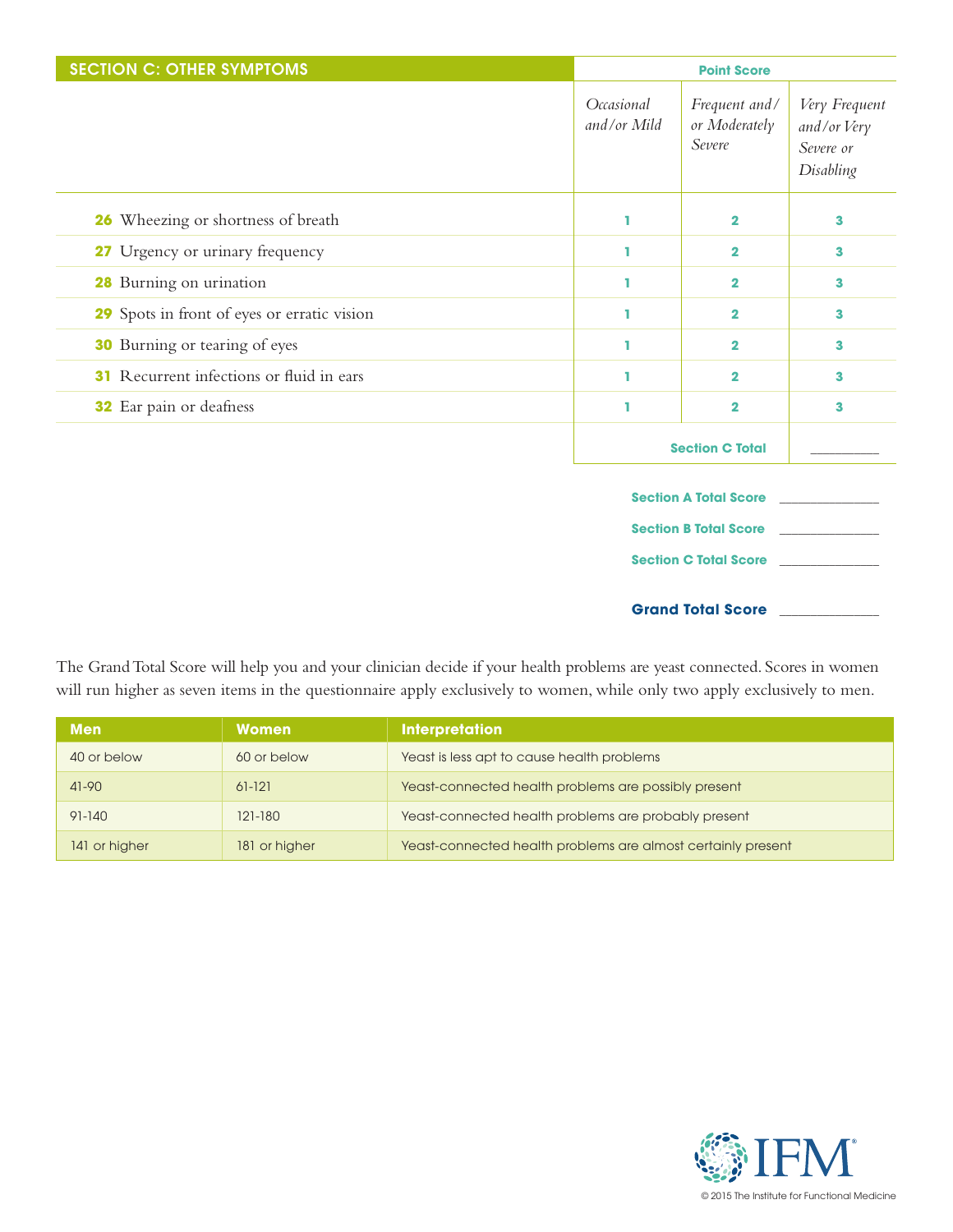## SECTION C: OTHER SYMPTOMS

| | Point Score | | |
|---|---|---|---|
| | *Occasional and/or Mild* | *Frequent and/or Moderately Severe* | *Very Frequent and/or Very Severe or Disabling* |
| **26** Wheezing or shortness of breath | 1 | 2 | 3 |
| **27** Urgency or urinary frequency | 1 | 2 | 3 |
| **28** Burning on urination | 1 | 2 | 3 |
| **29** Spots in front of eyes or erratic vision | 1 | 2 | 3 |
| **30** Burning or tearing of eyes | 1 | 2 | 3 |
| **31** Recurrent infections or fluid in ears | 1 | 2 | 3 |
| **32** Ear pain or deafness | 1 | 2 | 3 |
| | **Section C Total** | | ________ |

**Section A Total Score** ____________

**Section B Total Score** ____________

**Section C Total Score** ____________

**Grand Total Score** ____________

The Grand Total Score will help you and your clinician decide if your health problems are yeast connected. Scores in women will run higher as seven items in the questionnaire apply exclusively to women, while only two apply exclusively to men.

| Men | Women | Interpretation |
|---|---|---|
| 40 or below | 60 or below | Yeast is less apt to cause health problems |
| 41-90 | 61-121 | Yeast-connected health problems are possibly present |
| 91-140 | 121-180 | Yeast-connected health problems are probably present |
| 141 or higher | 181 or higher | Yeast-connected health problems are almost certainly present |

© 2015 The Institute for Functional Medicine